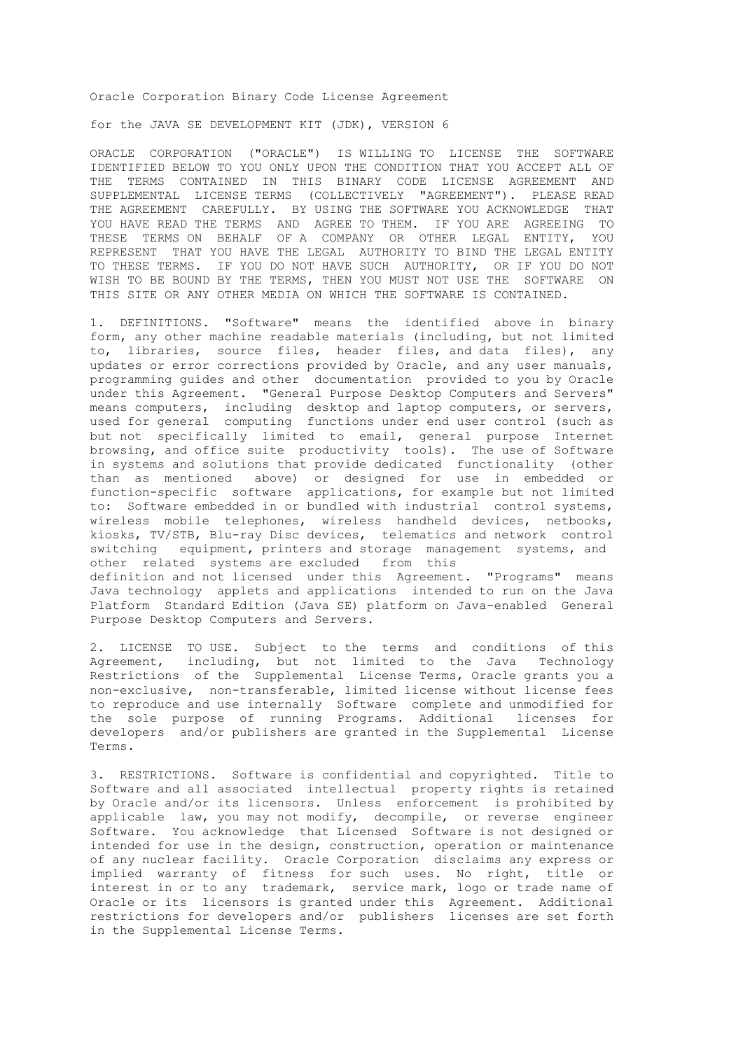Oracle Corporation Binary Code License Agreement

for the JAVA SE DEVELOPMENT KIT (JDK), VERSION 6

ORACLE CORPORATION ("ORACLE") IS WILLING TO LICENSE THE SOFTWARE IDENTIFIED BELOW TO YOU ONLY UPON THE CONDITION THAT YOU ACCEPT ALL OF THE TERMS CONTAINED IN THIS BINARY CODE LICENSE AGREEMENT AND SUPPLEMENTAL LICENSE TERMS (COLLECTIVELY "AGREEMENT"). PLEASE READ THE AGREEMENT CAREFULLY. BY USING THE SOFTWARE YOU ACKNOWLEDGE THAT YOU HAVE READ THE TERMS AND AGREE TO THEM. IF YOU ARE AGREEING TO THESE TERMS ON BEHALF OF A COMPANY OR OTHER LEGAL ENTITY, YOU REPRESENT THAT YOU HAVE THE LEGAL AUTHORITY TO BIND THE LEGAL ENTITY TO THESE TERMS. IF YOU DO NOT HAVE SUCH AUTHORITY, OR IF YOU DO NOT WISH TO BE BOUND BY THE TERMS, THEN YOU MUST NOT USE THE SOFTWARE ON THIS SITE OR ANY OTHER MEDIA ON WHICH THE SOFTWARE IS CONTAINED.

1. DEFINITIONS. "Software" means the identified above in binary form, any other machine readable materials (including, but not limited to, libraries, source files, header files, and data files), any updates or error corrections provided by Oracle, and any user manuals, programming guides and other documentation provided to you by Oracle under this Agreement. "General Purpose Desktop Computers and Servers" means computers, including desktop and laptop computers, or servers, used for general computing functions under end user control (such as but not specifically limited to email, general purpose Internet browsing, and office suite productivity tools). The use of Software in systems and solutions that provide dedicated functionality (other than as mentioned above) or designed for use in embedded or function-specific software applications, for example but not limited to: Software embedded in or bundled with industrial control systems, wireless mobile telephones, wireless handheld devices, netbooks, kiosks, TV/STB, Blu-ray Disc devices, telematics and network control switching equipment, printers and storage management systems, and other related systems are excluded from this definition and not licensed under this Agreement. "Programs" means Java technology applets and applications intended to run on the Java Platform Standard Edition (Java SE) platform on Java-enabled General Purpose Desktop Computers and Servers.

2. LICENSE TO USE. Subject to the terms and conditions of this Agreement, including, but not limited to the Java Technology Restrictions of the Supplemental License Terms, Oracle grants you a non-exclusive, non-transferable, limited license without license fees to reproduce and use internally Software complete and unmodified for the sole purpose of running Programs. Additional licenses for developers and/or publishers are granted in the Supplemental License Terms.

3. RESTRICTIONS. Software is confidential and copyrighted. Title to Software and all associated intellectual property rights is retained by Oracle and/or its licensors. Unless enforcement is prohibited by applicable law, you may not modify, decompile, or reverse engineer Software. You acknowledge that Licensed Software is not designed or intended for use in the design, construction, operation or maintenance of any nuclear facility. Oracle Corporation disclaims any express or implied warranty of fitness for such uses. No right, title or interest in or to any trademark, service mark, logo or trade name of Oracle or its licensors is granted under this Agreement. Additional restrictions for developers and/or publishers licenses are set forth in the Supplemental License Terms.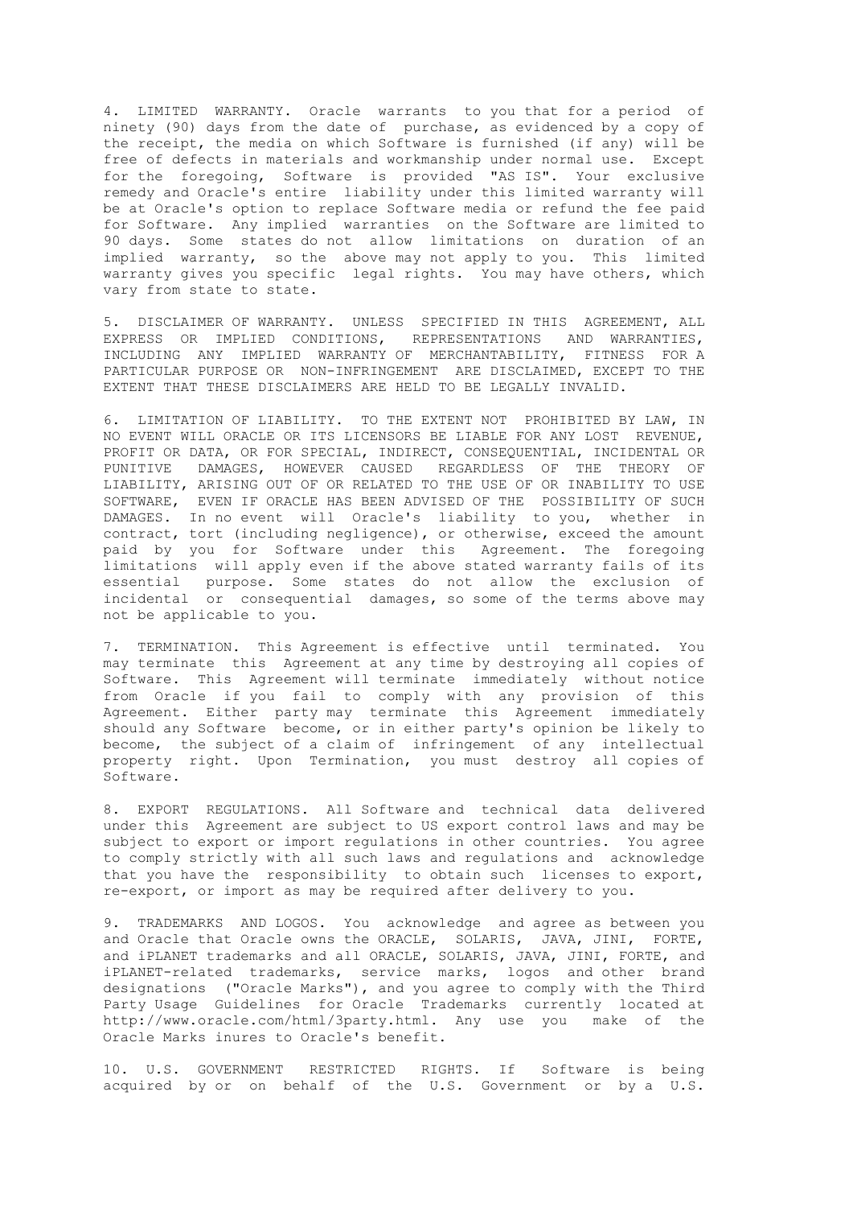4. LIMITED WARRANTY. Oracle warrants to you that for a period of ninety (90) days from the date of purchase, as evidenced by a copy of the receipt, the media on which Software is furnished (if any) will be free of defects in materials and workmanship under normal use. Except for the foregoing, Software is provided "AS IS". Your exclusive remedy and Oracle's entire liability under this limited warranty will be at Oracle's option to replace Software media or refund the fee paid for Software. Any implied warranties on the Software are limited to 90 days. Some states do not allow limitations on duration of an implied warranty, so the above may not apply to you. This limited warranty gives you specific legal rights. You may have others, which vary from state to state.

5. DISCLAIMER OF WARRANTY. UNLESS SPECIFIED IN THIS AGREEMENT, ALL EXPRESS OR IMPLIED CONDITIONS, REPRESENTATIONS AND WARRANTIES, INCLUDING ANY IMPLIED WARRANTY OF MERCHANTABILITY, FITNESS FOR A PARTICULAR PURPOSE OR NON-INFRINGEMENT ARE DISCLAIMED, EXCEPT TO THE EXTENT THAT THESE DISCLAIMERS ARE HELD TO BE LEGALLY INVALID.

6. LIMITATION OF LIABILITY. TO THE EXTENT NOT PROHIBITED BY LAW, IN NO EVENT WILL ORACLE OR ITS LICENSORS BE LIABLE FOR ANY LOST REVENUE, PROFIT OR DATA, OR FOR SPECIAL, INDIRECT, CONSEQUENTIAL, INCIDENTAL OR PUNITIVE DAMAGES, HOWEVER CAUSED REGARDLESS OF THE THEORY OF LIABILITY, ARISING OUT OF OR RELATED TO THE USE OF OR INABILITY TO USE SOFTWARE, EVEN IF ORACLE HAS BEEN ADVISED OF THE POSSIBILITY OF SUCH DAMAGES. In no event will Oracle's liability to you, whether in contract, tort (including negligence), or otherwise, exceed the amount paid by you for Software under this Agreement. The foregoing limitations will apply even if the above stated warranty fails of its essential purpose. Some states do not allow the exclusion of incidental or consequential damages, so some of the terms above may not be applicable to you.

7. TERMINATION. This Agreement is effective until terminated. You may terminate this Agreement at any time by destroying all copies of Software. This Agreement will terminate immediately without notice from Oracle if you fail to comply with any provision of this Agreement. Either party may terminate this Agreement immediately should any Software become, or in either party's opinion be likely to become, the subject of a claim of infringement of any intellectual property right. Upon Termination, you must destroy all copies of Software.

8. EXPORT REGULATIONS. All Software and technical data delivered under this Agreement are subject to US export control laws and may be subject to export or import regulations in other countries. You agree to comply strictly with all such laws and regulations and acknowledge that you have the responsibility to obtain such licenses to export, re-export, or import as may be required after delivery to you.

9. TRADEMARKS AND LOGOS. You acknowledge and agree as between you and Oracle that Oracle owns the ORACLE, SOLARIS, JAVA, JINI, FORTE, and iPLANET trademarks and all ORACLE, SOLARIS, JAVA, JINI, FORTE, and iPLANET-related trademarks, service marks, logos and other brand designations ("Oracle Marks"), and you agree to comply with the Third Party Usage Guidelines for Oracle Trademarks currently located at http://www.oracle.com/html/3party.html. Any use you make of the Oracle Marks inures to Oracle's benefit.

10. U.S. GOVERNMENT RESTRICTED RIGHTS. If Software is being acquired by or on behalf of the U.S. Government or by a U.S.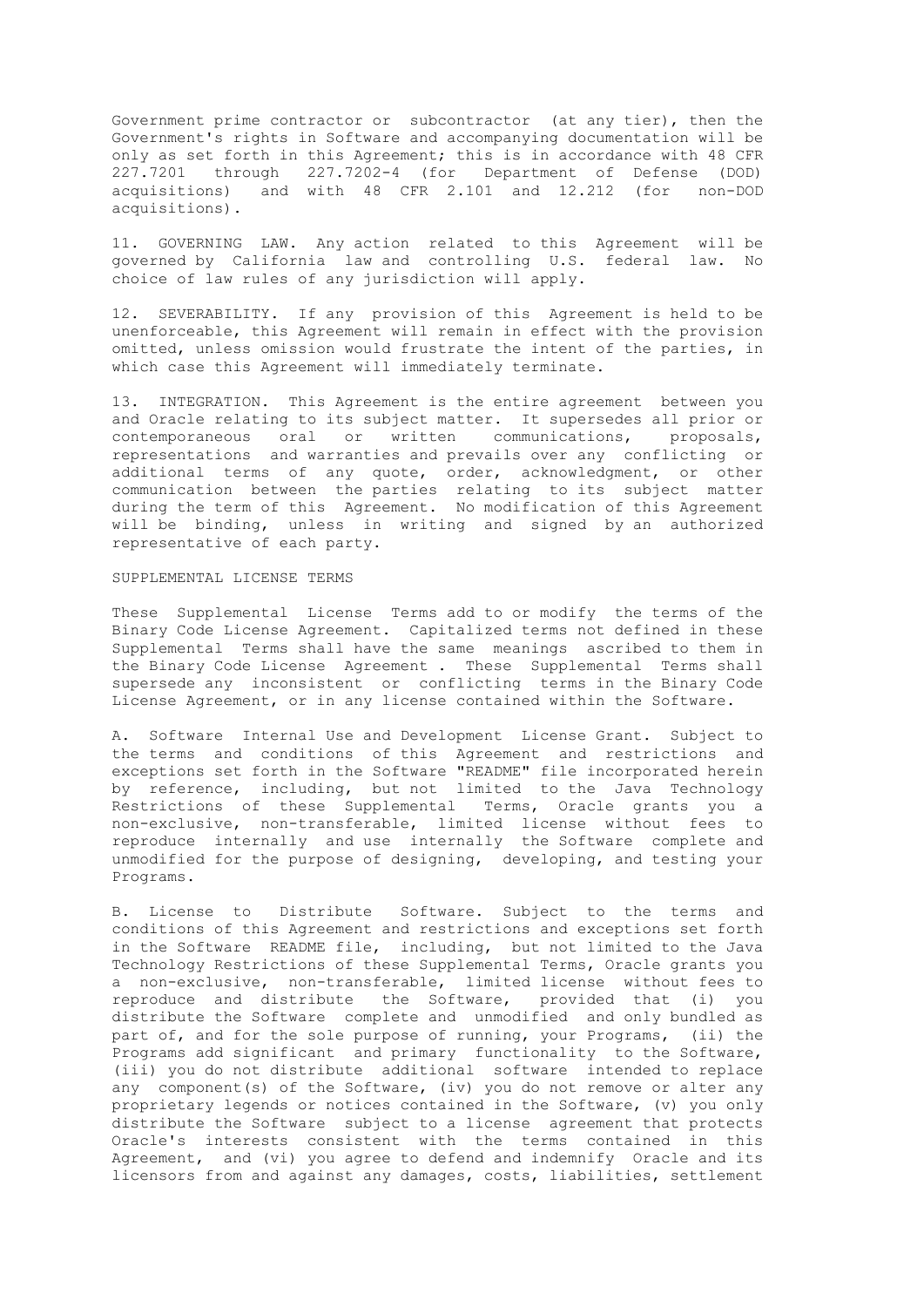Government prime contractor or subcontractor (at any tier), then the Government's rights in Software and accompanying documentation will be only as set forth in this Agreement; this is in accordance with 48 CFR 227.7201 through 227.7202-4 (for Department of Defense (DOD) acquisitions) and with 48 CFR 2.101 and 12.212 (for non-DOD acquisitions).

11. GOVERNING LAW. Any action related to this Agreement will be governed by California law and controlling U.S. federal law. No choice of law rules of any jurisdiction will apply.

12. SEVERABILITY. If any provision of this Agreement is held to be unenforceable, this Agreement will remain in effect with the provision omitted, unless omission would frustrate the intent of the parties, in which case this Agreement will immediately terminate.

13. INTEGRATION. This Agreement is the entire agreement between you and Oracle relating to its subject matter. It supersedes all prior or contemporaneous oral or written communications, proposals, representations and warranties and prevails over any conflicting or additional terms of any quote, order, acknowledgment, or other communication between the parties relating to its subject matter during the term of this Agreement. No modification of this Agreement will be binding, unless in writing and signed by an authorized representative of each party.

SUPPLEMENTAL LICENSE TERMS

These Supplemental License Terms add to or modify the terms of the Binary Code License Agreement. Capitalized terms not defined in these Supplemental Terms shall have the same meanings ascribed to them in the Binary Code License Agreement . These Supplemental Terms shall supersede any inconsistent or conflicting terms in the Binary Code License Agreement, or in any license contained within the Software.

A. Software Internal Use and Development License Grant. Subject to the terms and conditions of this Agreement and restrictions and exceptions set forth in the Software "README" file incorporated herein by reference, including, but not limited to the Java Technology Restrictions of these Supplemental Terms, Oracle grants you a non-exclusive, non-transferable, limited license without fees to reproduce internally and use internally the Software complete and unmodified for the purpose of designing, developing, and testing your Programs.

B. License to Distribute Software. Subject to the terms and conditions of this Agreement and restrictions and exceptions set forth in the Software README file, including, but not limited to the Java Technology Restrictions of these Supplemental Terms, Oracle grants you a non-exclusive, non-transferable, limited license without fees to reproduce and distribute the Software, provided that (i) you distribute the Software complete and unmodified and only bundled as part of, and for the sole purpose of running, your Programs, (ii) the Programs add significant and primary functionality to the Software, (iii) you do not distribute additional software intended to replace any component(s) of the Software, (iv) you do not remove or alter any proprietary legends or notices contained in the Software, (v) you only distribute the Software subject to a license agreement that protects Oracle's interests consistent with the terms contained in this Agreement, and (vi) you agree to defend and indemnify Oracle and its licensors from and against any damages, costs, liabilities, settlement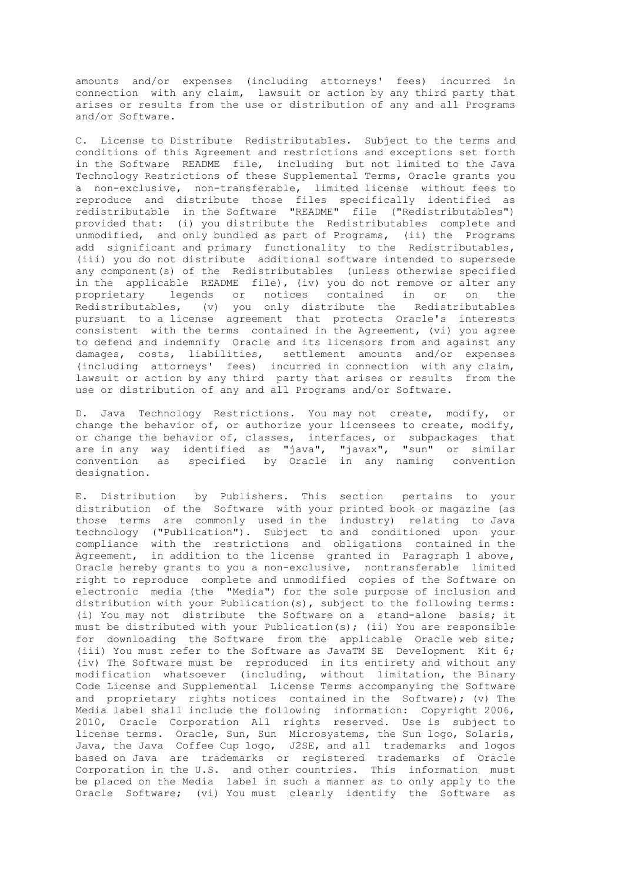amounts and/or expenses (including attorneys' fees) incurred in connection with any claim, lawsuit or action by any third party that arises or results from the use or distribution of any and all Programs and/or Software.

C. License to Distribute Redistributables. Subject to the terms and conditions of this Agreement and restrictions and exceptions set forth in the Software README file, including but not limited to the Java Technology Restrictions of these Supplemental Terms, Oracle grants you a non-exclusive, non-transferable, limited license without fees to reproduce and distribute those files specifically identified as redistributable in the Software "README" file ("Redistributables") provided that: (i) you distribute the Redistributables complete and unmodified, and only bundled as part of Programs, (ii) the Programs add significant and primary functionality to the Redistributables, (iii) you do not distribute additional software intended to supersede any component(s) of the Redistributables (unless otherwise specified in the applicable README file), (iv) you do not remove or alter any proprietary legends or notices contained in or on the Redistributables, (v) you only distribute the Redistributables pursuant to a license agreement that protects Oracle's interests consistent with the terms contained in the Agreement, (vi) you agree to defend and indemnify Oracle and its licensors from and against any damages, costs, liabilities, settlement amounts and/or expenses (including attorneys' fees) incurred in connection with any claim, lawsuit or action by any third party that arises or results from the use or distribution of any and all Programs and/or Software.

D. Java Technology Restrictions. You may not create, modify, or change the behavior of, or authorize your licensees to create, modify, or change the behavior of, classes, interfaces, or subpackages that are in any way identified as "java", "javax", "sun" or similar convention as specified by Oracle in any naming convention designation.

E. Distribution by Publishers. This section pertains to your distribution of the Software with your printed book or magazine (as those terms are commonly used in the industry) relating to Java technology ("Publication"). Subject to and conditioned upon your compliance with the restrictions and obligations contained in the Agreement, in addition to the license granted in Paragraph 1 above, Oracle hereby grants to you a non-exclusive, nontransferable limited right to reproduce complete and unmodified copies of the Software on electronic media (the "Media") for the sole purpose of inclusion and distribution with your Publication(s), subject to the following terms: (i) You may not distribute the Software on a stand-alone basis; it must be distributed with your Publication(s); (ii) You are responsible for downloading the Software from the applicable Oracle web site; (iii) You must refer to the Software as JavaTM SE Development Kit 6; (iv) The Software must be reproduced in its entirety and without any modification whatsoever (including, without limitation, the Binary Code License and Supplemental License Terms accompanying the Software and proprietary rights notices contained in the Software); (v) The Media label shall include the following information: Copyright 2006, 2010, Oracle Corporation All rights reserved. Use is subject to license terms. Oracle, Sun, Sun Microsystems, the Sun logo, Solaris, Java, the Java Coffee Cup logo, J2SE, and all trademarks and logos based on Java are trademarks or registered trademarks of Oracle Corporation in the U.S. and other countries. This information must be placed on the Media label in such a manner as to only apply to the Oracle Software; (vi) You must clearly identify the Software as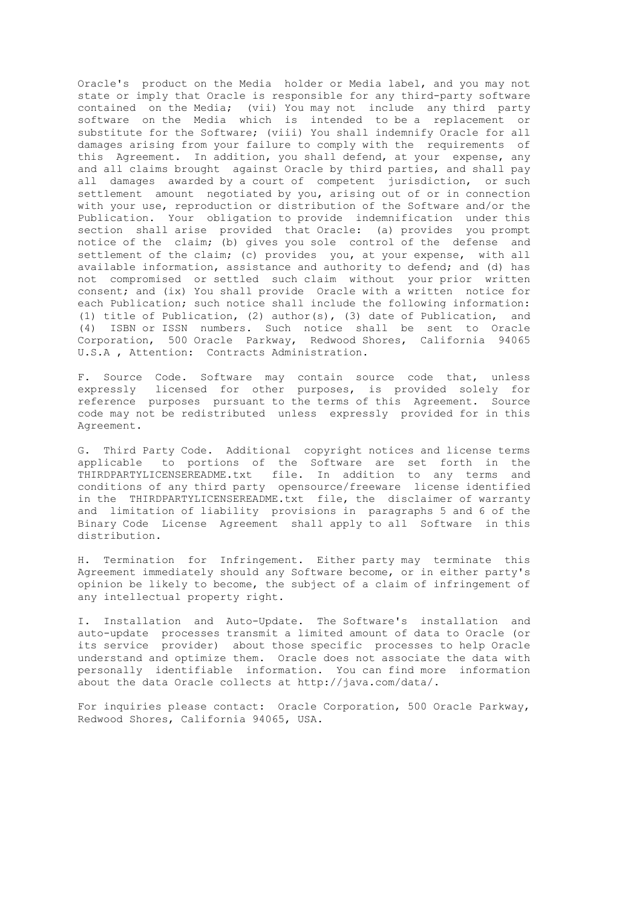Oracle's product on the Media holder or Media label, and you may not state or imply that Oracle is responsible for any third-party software contained on the Media; (vii) You may not include any third party software on the Media which is intended to be a replacement or substitute for the Software; (viii) You shall indemnify Oracle for all damages arising from your failure to comply with the requirements of this Agreement. In addition, you shall defend, at your expense, any and all claims brought against Oracle by third parties, and shall pay all damages awarded by a court of competent jurisdiction, or such settlement amount negotiated by you, arising out of or in connection with your use, reproduction or distribution of the Software and/or the Publication. Your obligation to provide indemnification under this section shall arise provided that Oracle: (a) provides you prompt notice of the claim; (b) gives you sole control of the defense and settlement of the claim; (c) provides you, at your expense, with all available information, assistance and authority to defend; and (d) has not compromised or settled such claim without your prior written consent; and (ix) You shall provide Oracle with a written notice for each Publication; such notice shall include the following information: (1) title of Publication, (2) author(s), (3) date of Publication, and (4) ISBN or ISSN numbers. Such notice shall be sent to Oracle Corporation, 500 Oracle Parkway, Redwood Shores, California 94065 U.S.A , Attention: Contracts Administration.

F. Source Code. Software may contain source code that, unless expressly licensed for other purposes, is provided solely for reference purposes pursuant to the terms of this Agreement. Source code may not be redistributed unless expressly provided for in this Agreement.

G. Third Party Code. Additional copyright notices and license terms applicable to portions of the Software are set forth in the THIRDPARTYLICENSEREADME.txt file. In addition to any terms and conditions of any third party opensource/freeware license identified in the THIRDPARTYLICENSEREADME.txt file, the disclaimer of warranty and limitation of liability provisions in paragraphs 5 and 6 of the Binary Code License Agreement shall apply to all Software in this distribution.

H. Termination for Infringement. Either party may terminate this Agreement immediately should any Software become, or in either party's opinion be likely to become, the subject of a claim of infringement of any intellectual property right.

I. Installation and Auto-Update. The Software's installation and auto-update processes transmit a limited amount of data to Oracle (or its service provider) about those specific processes to help Oracle understand and optimize them. Oracle does not associate the data with personally identifiable information. You can find more information about the data Oracle collects at http://java.com/data/.

For inquiries please contact: Oracle Corporation, 500 Oracle Parkway, Redwood Shores, California 94065, USA.